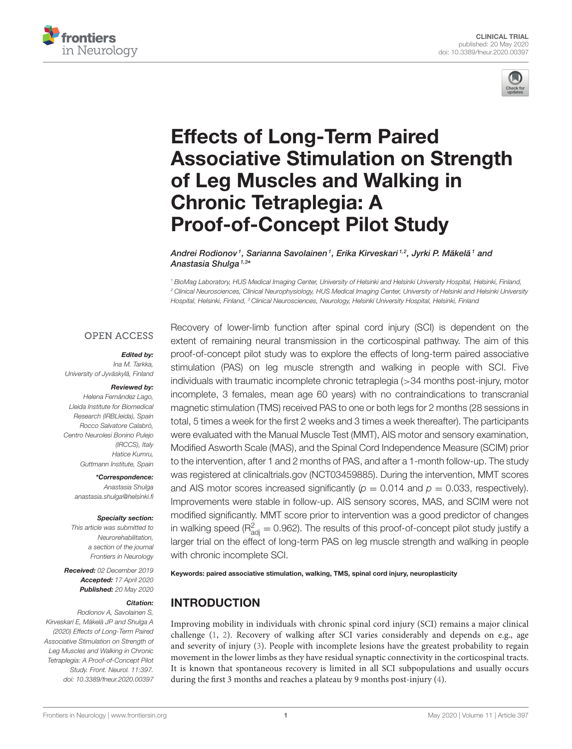CLINICAL TRIAL
published: 20 May 2020
doi: 10.3389/fneur.2020.00397

# Effects of Long-Term Paired Associative Stimulation on Strength of Leg Muscles and Walking in Chronic Tetraplegia: A Proof-of-Concept Pilot Study

*Andrei Rodionov[1], Sarianna Savolainen[1], Erika Kirveskari[1,2], Jyrki P. Mäkelä[1] and Anastasia Shulga[1,3]**

[1] BioMag Laboratory, HUS Medical Imaging Center, University of Helsinki and Helsinki University Hospital, Helsinki, Finland, [2] Clinical Neurosciences, Clinical Neurophysiology, HUS Medical Imaging Center, University of Helsinki and Helsinki University Hospital, Helsinki, Finland, [3] Clinical Neurosciences, Neurology, Helsinki University Hospital, Helsinki, Finland

OPEN ACCESS

***Edited by:***
*Ina M. Tarkka,*
*University of Jyväskylä, Finland*

***Reviewed by:***
*Helena Fernández Lago,*
*Lleida Institute for Biomedical Research (IRBLleida), Spain*
*Rocco Salvatore Calabrò,*
*Centro Neurolesi Bonino Pulejo (IRCCS), Italy*
*Hatice Kumru,*
*Guttmann Institute, Spain*

***\*Correspondence:***
*Anastasia Shulga*
*anastasia.shulga@helsinki.fi*

***Specialty section:***
*This article was submitted to Neurorehabilitation, a section of the journal Frontiers in Neurology*

***Received:*** *02 December 2019*
***Accepted:*** *17 April 2020*
***Published:*** *20 May 2020*

***Citation:***
*Rodionov A, Savolainen S, Kirveskari E, Mäkelä JP and Shulga A (2020) Effects of Long-Term Paired Associative Stimulation on Strength of Leg Muscles and Walking in Chronic Tetraplegia: A Proof-of-Concept Pilot Study. Front. Neurol. 11:397. doi: 10.3389/fneur.2020.00397*

Recovery of lower-limb function after spinal cord injury (SCI) is dependent on the extent of remaining neural transmission in the corticospinal pathway. The aim of this proof-of-concept pilot study was to explore the effects of long-term paired associative stimulation (PAS) on leg muscle strength and walking in people with SCI. Five individuals with traumatic incomplete chronic tetraplegia (>34 months post-injury, motor incomplete, 3 females, mean age 60 years) with no contraindications to transcranial magnetic stimulation (TMS) received PAS to one or both legs for 2 months (28 sessions in total, 5 times a week for the first 2 weeks and 3 times a week thereafter). The participants were evaluated with the Manual Muscle Test (MMT), AIS motor and sensory examination, Modified Asworth Scale (MAS), and the Spinal Cord Independence Measure (SCIM) prior to the intervention, after 1 and 2 months of PAS, and after a 1-month follow-up. The study was registered at clinicaltrials.gov (NCT03459885). During the intervention, MMT scores and AIS motor scores increased significantly ($p = 0.014$ and $p = 0.033$, respectively). Improvements were stable in follow-up. AIS sensory scores, MAS, and SCIM were not modified significantly. MMT score prior to intervention was a good predictor of changes in walking speed ($R^2_{adj} = 0.962$). The results of this proof-of-concept pilot study justify a larger trial on the effect of long-term PAS on leg muscle strength and walking in people with chronic incomplete SCI.

**Keywords: paired associative stimulation, walking, TMS, spinal cord injury, neuroplasticity**

## INTRODUCTION

Improving mobility in individuals with chronic spinal cord injury (SCI) remains a major clinical challenge (1, 2). Recovery of walking after SCI varies considerably and depends on e.g., age and severity of injury (3). People with incomplete lesions have the greatest probability to regain movement in the lower limbs as they have residual synaptic connectivity in the corticospinal tracts. It is known that spontaneous recovery is limited in all SCI subpopulations and usually occurs during the first 3 months and reaches a plateau by 9 months post-injury (4).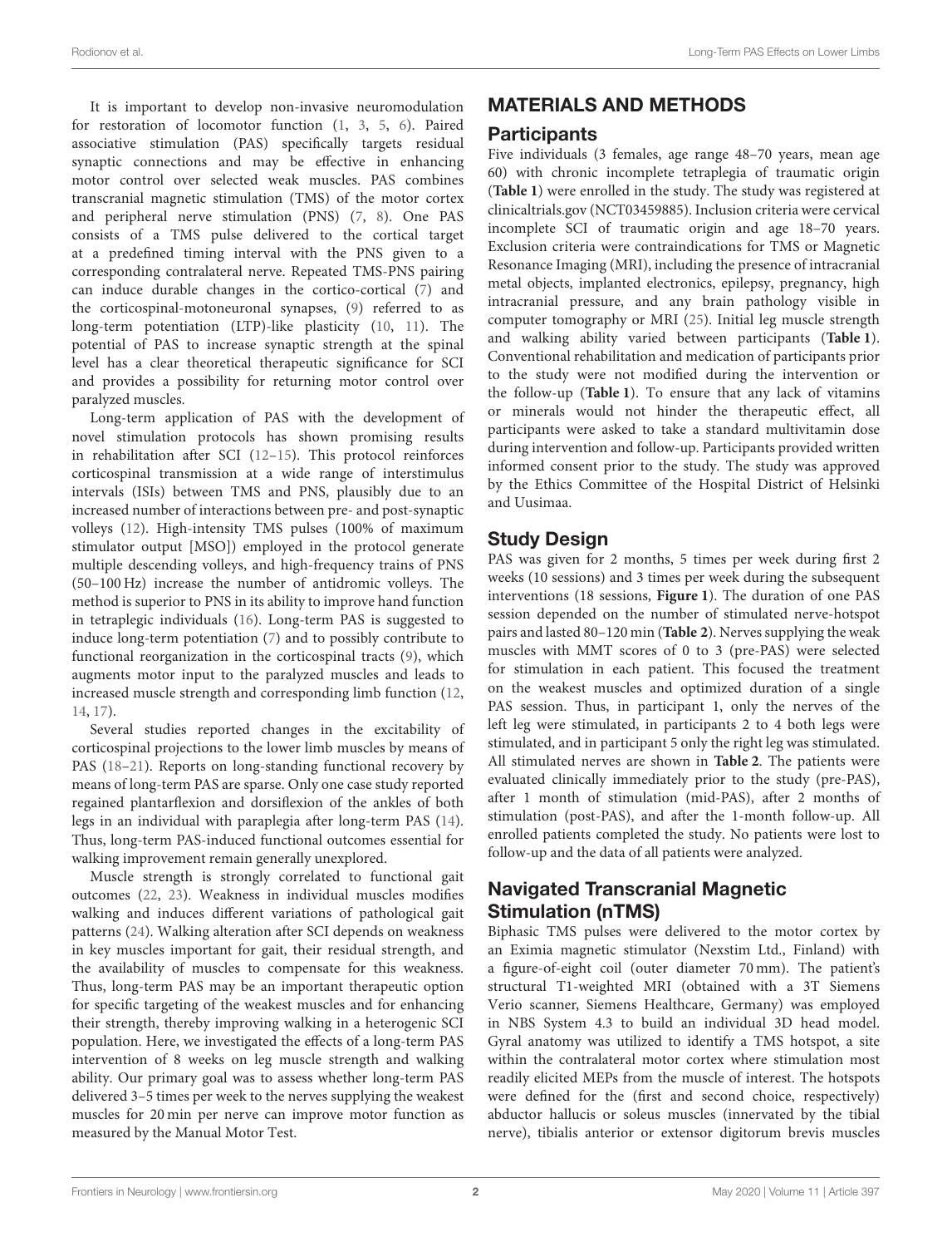It is important to develop non-invasive neuromodulation for restoration of locomotor function (1, 3, 5, 6). Paired associative stimulation (PAS) specifically targets residual synaptic connections and may be effective in enhancing motor control over selected weak muscles. PAS combines transcranial magnetic stimulation (TMS) of the motor cortex and peripheral nerve stimulation (PNS) (7, 8). One PAS consists of a TMS pulse delivered to the cortical target at a predefined timing interval with the PNS given to a corresponding contralateral nerve. Repeated TMS-PNS pairing can induce durable changes in the cortico-cortical (7) and the corticospinal-motoneuronal synapses, (9) referred to as long-term potentiation (LTP)-like plasticity (10, 11). The potential of PAS to increase synaptic strength at the spinal level has a clear theoretical therapeutic significance for SCI and provides a possibility for returning motor control over paralyzed muscles.

Long-term application of PAS with the development of novel stimulation protocols has shown promising results in rehabilitation after SCI (12–15). This protocol reinforces corticospinal transmission at a wide range of interstimulus intervals (ISIs) between TMS and PNS, plausibly due to an increased number of interactions between pre- and post-synaptic volleys (12). High-intensity TMS pulses (100% of maximum stimulator output [MSO]) employed in the protocol generate multiple descending volleys, and high-frequency trains of PNS (50–100 Hz) increase the number of antidromic volleys. The method is superior to PNS in its ability to improve hand function in tetraplegic individuals (16). Long-term PAS is suggested to induce long-term potentiation (7) and to possibly contribute to functional reorganization in the corticospinal tracts (9), which augments motor input to the paralyzed muscles and leads to increased muscle strength and corresponding limb function (12, 14, 17).

Several studies reported changes in the excitability of corticospinal projections to the lower limb muscles by means of PAS (18–21). Reports on long-standing functional recovery by means of long-term PAS are sparse. Only one case study reported regained plantarflexion and dorsiflexion of the ankles of both legs in an individual with paraplegia after long-term PAS (14). Thus, long-term PAS-induced functional outcomes essential for walking improvement remain generally unexplored.

Muscle strength is strongly correlated to functional gait outcomes (22, 23). Weakness in individual muscles modifies walking and induces different variations of pathological gait patterns (24). Walking alteration after SCI depends on weakness in key muscles important for gait, their residual strength, and the availability of muscles to compensate for this weakness. Thus, long-term PAS may be an important therapeutic option for specific targeting of the weakest muscles and for enhancing their strength, thereby improving walking in a heterogenic SCI population. Here, we investigated the effects of a long-term PAS intervention of 8 weeks on leg muscle strength and walking ability. Our primary goal was to assess whether long-term PAS delivered 3–5 times per week to the nerves supplying the weakest muscles for 20 min per nerve can improve motor function as measured by the Manual Motor Test.

## MATERIALS AND METHODS

### Participants

Five individuals (3 females, age range 48–70 years, mean age 60) with chronic incomplete tetraplegia of traumatic origin (**Table 1**) were enrolled in the study. The study was registered at clinicaltrials.gov (NCT03459885). Inclusion criteria were cervical incomplete SCI of traumatic origin and age 18–70 years. Exclusion criteria were contraindications for TMS or Magnetic Resonance Imaging (MRI), including the presence of intracranial metal objects, implanted electronics, epilepsy, pregnancy, high intracranial pressure, and any brain pathology visible in computer tomography or MRI (25). Initial leg muscle strength and walking ability varied between participants (**Table 1**). Conventional rehabilitation and medication of participants prior to the study were not modified during the intervention or the follow-up (**Table 1**). To ensure that any lack of vitamins or minerals would not hinder the therapeutic effect, all participants were asked to take a standard multivitamin dose during intervention and follow-up. Participants provided written informed consent prior to the study. The study was approved by the Ethics Committee of the Hospital District of Helsinki and Uusimaa.

### Study Design

PAS was given for 2 months, 5 times per week during first 2 weeks (10 sessions) and 3 times per week during the subsequent interventions (18 sessions, **Figure 1**). The duration of one PAS session depended on the number of stimulated nerve-hotspot pairs and lasted 80–120 min (**Table 2**). Nerves supplying the weak muscles with MMT scores of 0 to 3 (pre-PAS) were selected for stimulation in each patient. This focused the treatment on the weakest muscles and optimized duration of a single PAS session. Thus, in participant 1, only the nerves of the left leg were stimulated, in participants 2 to 4 both legs were stimulated, and in participant 5 only the right leg was stimulated. All stimulated nerves are shown in **Table 2**. The patients were evaluated clinically immediately prior to the study (pre-PAS), after 1 month of stimulation (mid-PAS), after 2 months of stimulation (post-PAS), and after the 1-month follow-up. All enrolled patients completed the study. No patients were lost to follow-up and the data of all patients were analyzed.

### Navigated Transcranial Magnetic Stimulation (nTMS)

Biphasic TMS pulses were delivered to the motor cortex by an Eximia magnetic stimulator (Nexstim Ltd., Finland) with a figure-of-eight coil (outer diameter 70 mm). The patient's structural T1-weighted MRI (obtained with a 3T Siemens Verio scanner, Siemens Healthcare, Germany) was employed in NBS System 4.3 to build an individual 3D head model. Gyral anatomy was utilized to identify a TMS hotspot, a site within the contralateral motor cortex where stimulation most readily elicited MEPs from the muscle of interest. The hotspots were defined for the (first and second choice, respectively) abductor hallucis or soleus muscles (innervated by the tibial nerve), tibialis anterior or extensor digitorum brevis muscles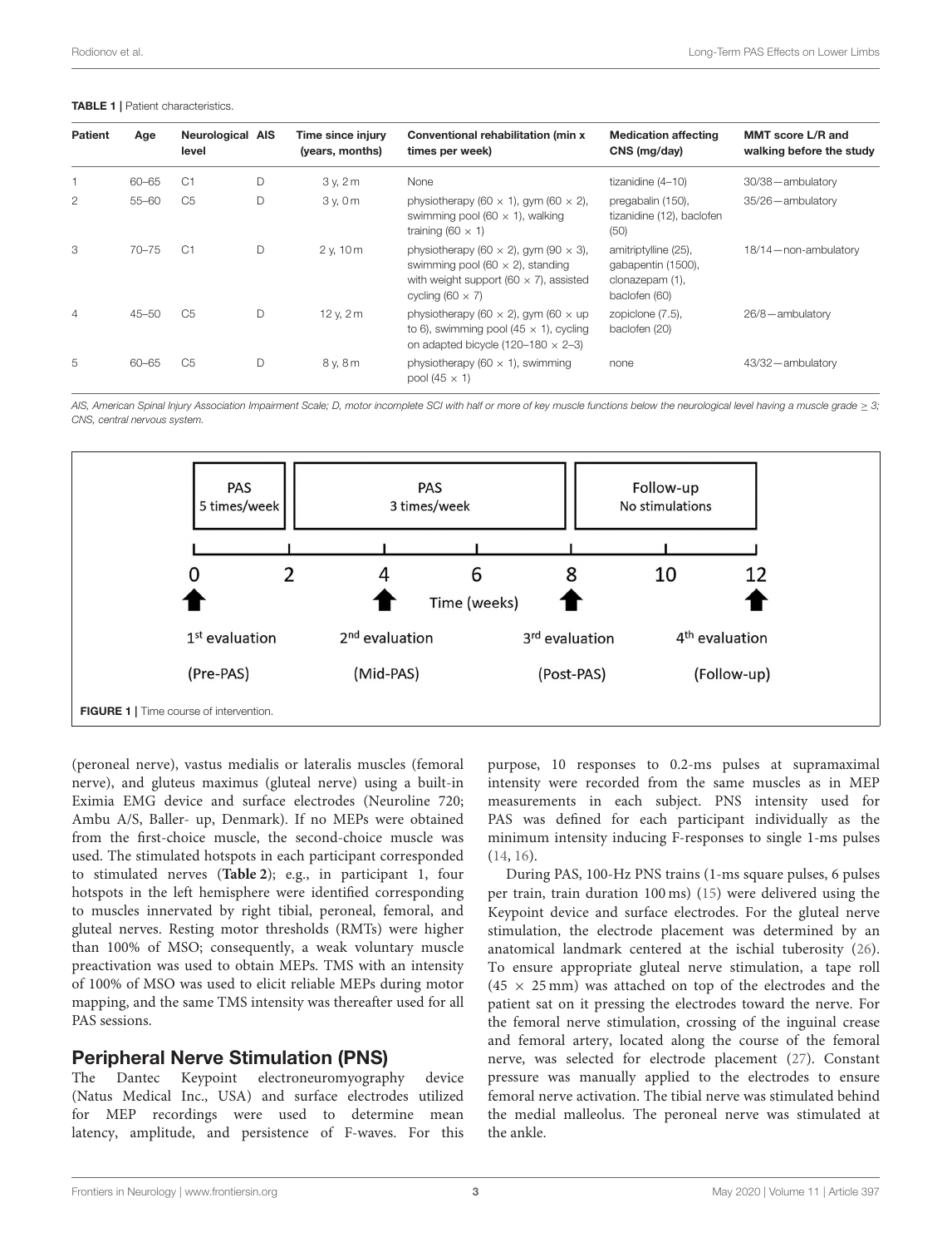**TABLE 1** | Patient characteristics.

| Patient | Age | Neurological level | AIS | Time since injury (years, months) | Conventional rehabilitation (min x times per week) | Medication affecting CNS (mg/day) | MMT score L/R and walking before the study |
|---|---|---|---|---|---|---|---|
| 1 | 60–65 | C1 | D | 3 y, 2 m | None | tizanidine (4–10) | 30/38—ambulatory |
| 2 | 55–60 | C5 | D | 3 y, 0 m | physiotherapy (60 × 1), gym (60 × 2), swimming pool (60 × 1), walking training (60 × 1) | pregabalin (150), tizanidine (12), baclofen (50) | 35/26—ambulatory |
| 3 | 70–75 | C1 | D | 2 y, 10 m | physiotherapy (60 × 2), gym (90 × 3), swimming pool (60 × 2), standing with weight support (60 × 7), assisted cycling (60 × 7) | amitriptylline (25), gabapentin (1500), clonazepam (1), baclofen (60) | 18/14—non-ambulatory |
| 4 | 45–50 | C5 | D | 12 y, 2 m | physiotherapy (60 × 2), gym (60 × up to 6), swimming pool (45 × 1), cycling on adapted bicycle (120–180 × 2–3) | zopiclone (7.5), baclofen (20) | 26/8—ambulatory |
| 5 | 60–65 | C5 | D | 8 y, 8 m | physiotherapy (60 × 1), swimming pool (45 × 1) | none | 43/32—ambulatory |

*AIS, American Spinal Injury Association Impairment Scale; D, motor incomplete SCI with half or more of key muscle functions below the neurological level having a muscle grade ≥ 3; CNS, central nervous system.*

PAS 5 times/week | PAS 3 times/week | Follow-up No stimulations

Time (weeks): 0, 2, 4, 6, 8, 10, 12

1st evaluation (Pre-PAS) | 2nd evaluation (Mid-PAS) | 3rd evaluation (Post-PAS) | 4th evaluation (Follow-up)

**FIGURE 1** | Time course of intervention.

(peroneal nerve), vastus medialis or lateralis muscles (femoral nerve), and gluteus maximus (gluteal nerve) using a built-in Eximia EMG device and surface electrodes (Neuroline 720; Ambu A/S, Baller- up, Denmark). If no MEPs were obtained from the first-choice muscle, the second-choice muscle was used. The stimulated hotspots in each participant corresponded to stimulated nerves (**Table 2**); e.g., in participant 1, four hotspots in the left hemisphere were identified corresponding to muscles innervated by right tibial, peroneal, femoral, and gluteal nerves. Resting motor thresholds (RMTs) were higher than 100% of MSO; consequently, a weak voluntary muscle preactivation was used to obtain MEPs. TMS with an intensity of 100% of MSO was used to elicit reliable MEPs during motor mapping, and the same TMS intensity was thereafter used for all PAS sessions.

## Peripheral Nerve Stimulation (PNS)

The Dantec Keypoint electroneuromyography device (Natus Medical Inc., USA) and surface electrodes utilized for MEP recordings were used to determine mean latency, amplitude, and persistence of F-waves. For this purpose, 10 responses to 0.2-ms pulses at supramaximal intensity were recorded from the same muscles as in MEP measurements in each subject. PNS intensity used for PAS was defined for each participant individually as the minimum intensity inducing F-responses to single 1-ms pulses (14, 16).

During PAS, 100-Hz PNS trains (1-ms square pulses, 6 pulses per train, train duration 100 ms) (15) were delivered using the Keypoint device and surface electrodes. For the gluteal nerve stimulation, the electrode placement was determined by an anatomical landmark centered at the ischial tuberosity (26). To ensure appropriate gluteal nerve stimulation, a tape roll (45 × 25 mm) was attached on top of the electrodes and the patient sat on it pressing the electrodes toward the nerve. For the femoral nerve stimulation, crossing of the inguinal crease and femoral artery, located along the course of the femoral nerve, was selected for electrode placement (27). Constant pressure was manually applied to the electrodes to ensure femoral nerve activation. The tibial nerve was stimulated behind the medial malleolus. The peroneal nerve was stimulated at the ankle.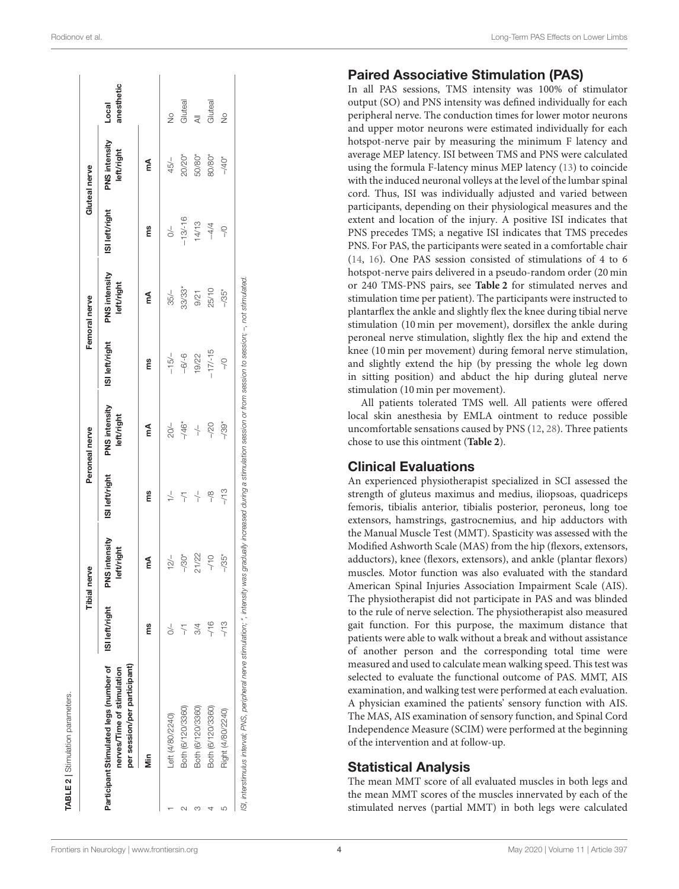**TABLE 2** | Stimulation parameters.

| Participant | Stimulated legs (number of nerves/Time of stimulation per session/per participant) | Tibial nerve | | Peroneal nerve | | Femoral nerve | | Gluteal nerve | | Local anesthetic |
|---|---|---|---|---|---|---|---|---|---|---|
| | | ISI left/right | PNS intensity left/right | ISI left/right | PNS intensity left/right | ISI left/right | PNS intensity left/right | ISI left/right | PNS intensity left/right | |
| | Min | ms | mA | ms | mA | ms | mA | ms | mA | |
| 1 | Left (4/80/2240) | 0/– | 12/– | 1/– | 20/– | −15/– | 35/– | 0/– | 45/– | No |
| 2 | Both (6/120/3360) | –/1 | –/30* | –/1 | –/46* | −6/-6 | 33/33* | −13/-16 | 20/20* | Gluteal |
| 3 | Both (6/120/3360) | 3/4 | 21/22 | –/– | –/– | 19/22 | 9/21 | 14/13 | 50/80* | All |
| 4 | Both (6/120/3360) | –/16 | –/10 | –/8 | –/20 | −17/-15 | 25/10 | –4/4 | 80/80* | Gluteal |
| 5 | Right (4/80/2240) | –/13 | –/35* | –/13 | –/39* | –/0 | –/35* | –/0 | –/40* | No |

*ISI, interstimulus interval; PNS, peripheral nerve stimulation; \*, intensity was gradually increased during a stimulation session or from session to session; –, not stimulated.*

## Paired Associative Stimulation (PAS)

In all PAS sessions, TMS intensity was 100% of stimulator output (SO) and PNS intensity was defined individually for each peripheral nerve. The conduction times for lower motor neurons and upper motor neurons were estimated individually for each hotspot-nerve pair by measuring the minimum F latency and average MEP latency. ISI between TMS and PNS were calculated using the formula F-latency minus MEP latency (13) to coincide with the induced neuronal volleys at the level of the lumbar spinal cord. Thus, ISI was individually adjusted and varied between participants, depending on their physiological measures and the extent and location of the injury. A positive ISI indicates that PNS precedes TMS; a negative ISI indicates that TMS precedes PNS. For PAS, the participants were seated in a comfortable chair (14, 16). One PAS session consisted of stimulations of 4 to 6 hotspot-nerve pairs delivered in a pseudo-random order (20 min or 240 TMS-PNS pairs, see **Table 2** for stimulated nerves and stimulation time per patient). The participants were instructed to plantarflex the ankle and slightly flex the knee during tibial nerve stimulation (10 min per movement), dorsiflex the ankle during peroneal nerve stimulation, slightly flex the hip and extend the knee (10 min per movement) during femoral nerve stimulation, and slightly extend the hip (by pressing the whole leg down in sitting position) and abduct the hip during gluteal nerve stimulation (10 min per movement).

All patients tolerated TMS well. All patients were offered local skin anesthesia by EMLA ointment to reduce possible uncomfortable sensations caused by PNS (12, 28). Three patients chose to use this ointment (**Table 2**).

## Clinical Evaluations

An experienced physiotherapist specialized in SCI assessed the strength of gluteus maximus and medius, iliopsoas, quadriceps femoris, tibialis anterior, tibialis posterior, peroneus, long toe extensors, hamstrings, gastrocnemius, and hip adductors with the Manual Muscle Test (MMT). Spasticity was assessed with the Modified Ashworth Scale (MAS) from the hip (flexors, extensors, adductors), knee (flexors, extensors), and ankle (plantar flexors) muscles. Motor function was also evaluated with the standard American Spinal Injuries Association Impairment Scale (AIS). The physiotherapist did not participate in PAS and was blinded to the rule of nerve selection. The physiotherapist also measured gait function. For this purpose, the maximum distance that patients were able to walk without a break and without assistance of another person and the corresponding total time were measured and used to calculate mean walking speed. This test was selected to evaluate the functional outcome of PAS. MMT, AIS examination, and walking test were performed at each evaluation. A physician examined the patients' sensory function with AIS. The MAS, AIS examination of sensory function, and Spinal Cord Independence Measure (SCIM) were performed at the beginning of the intervention and at follow-up.

## Statistical Analysis

The mean MMT score of all evaluated muscles in both legs and the mean MMT scores of the muscles innervated by each of the stimulated nerves (partial MMT) in both legs were calculated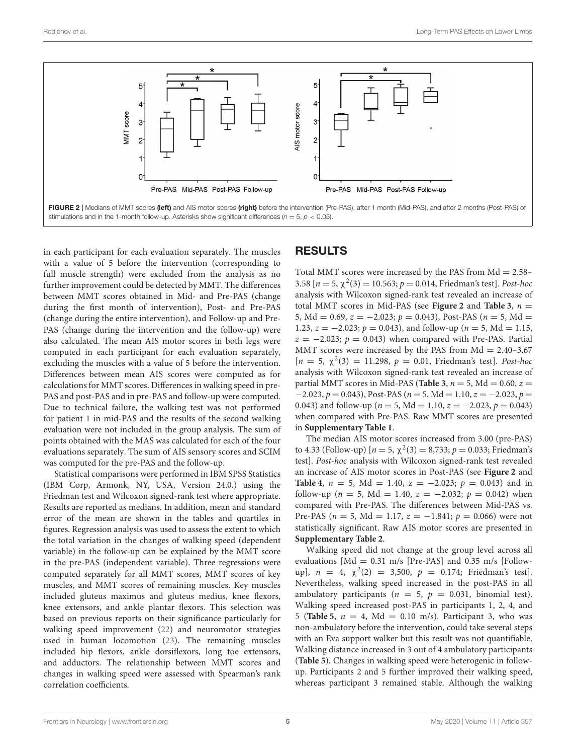FIGURE 2 | Medians of MMT scores **(left)** and AIS motor scores **(right)** before the intervention (Pre-PAS), after 1 month (Mid-PAS), and after 2 months (Post-PAS) of stimulations and in the 1-month follow-up. Asterisks show significant differences ($n = 5$, $p < 0.05$).

in each participant for each evaluation separately. The muscles with a value of 5 before the intervention (corresponding to full muscle strength) were excluded from the analysis as no further improvement could be detected by MMT. The differences between MMT scores obtained in Mid- and Pre-PAS (change during the first month of intervention), Post- and Pre-PAS (change during the entire intervention), and Follow-up and Pre-PAS (change during the intervention and the follow-up) were also calculated. The mean AIS motor scores in both legs were computed in each participant for each evaluation separately, excluding the muscles with a value of 5 before the intervention. Differences between mean AIS scores were computed as for calculations for MMT scores. Differences in walking speed in pre-PAS and post-PAS and in pre-PAS and follow-up were computed. Due to technical failure, the walking test was not performed for patient 1 in mid-PAS and the results of the second walking evaluation were not included in the group analysis. The sum of points obtained with the MAS was calculated for each of the four evaluations separately. The sum of AIS sensory scores and SCIM was computed for the pre-PAS and the follow-up.

Statistical comparisons were performed in IBM SPSS Statistics (IBM Corp, Armonk, NY, USA, Version 24.0.) using the Friedman test and Wilcoxon signed-rank test where appropriate. Results are reported as medians. In addition, mean and standard error of the mean are shown in the tables and quartiles in figures. Regression analysis was used to assess the extent to which the total variation in the changes of walking speed (dependent variable) in the follow-up can be explained by the MMT score in the pre-PAS (independent variable). Three regressions were computed separately for all MMT scores, MMT scores of key muscles, and MMT scores of remaining muscles. Key muscles included gluteus maximus and gluteus medius, knee flexors, knee extensors, and ankle plantar flexors. This selection was based on previous reports on their significance particularly for walking speed improvement (22) and neuromotor strategies used in human locomotion (23). The remaining muscles included hip flexors, ankle dorsiflexors, long toe extensors, and adductors. The relationship between MMT scores and changes in walking speed were assessed with Spearman's rank correlation coefficients.

## RESULTS

Total MMT scores were increased by the PAS from Md = 2.58–3.58 [$n = 5$, $\chi^2(3) = 10.563$; $p = 0.014$, Friedman's test]. *Post-hoc* analysis with Wilcoxon signed-rank test revealed an increase of total MMT scores in Mid-PAS (see **Figure 2** and **Table 3**, $n = 5$, Md = 0.69, $z = -2.023$; $p = 0.043$), Post-PAS ($n = 5$, Md = 1.23, $z = -2.023$; $p = 0.043$), and follow-up ($n = 5$, Md = 1.15, $z = -2.023$; $p = 0.043$) when compared with Pre-PAS. Partial MMT scores were increased by the PAS from Md = 2.40–3.67 [$n = 5$, $\chi^2(3) = 11.298$, $p = 0.01$, Friedman's test]. *Post-hoc* analysis with Wilcoxon signed-rank test revealed an increase of partial MMT scores in Mid-PAS (**Table 3**, $n = 5$, Md = 0.60, $z = -2.023$, $p = 0.043$), Post-PAS ($n = 5$, Md = 1.10, $z = -2.023$, $p = 0.043$) and follow-up ($n = 5$, Md = 1.10, $z = -2.023$, $p = 0.043$) when compared with Pre-PAS. Raw MMT scores are presented in **Supplementary Table 1**.

The median AIS motor scores increased from 3.00 (pre-PAS) to 4.33 (Follow-up) [$n = 5$, $\chi^2(3) = 8{,}733$; $p = 0.033$; Friedman's test]. *Post-hoc* analysis with Wilcoxon signed-rank test revealed an increase of AIS motor scores in Post-PAS (see **Figure 2** and **Table 4**, $n = 5$, Md = 1.40, $z = -2.023$; $p = 0.043$) and in follow-up ($n = 5$, Md = 1.40, $z = -2.032$; $p = 0.042$) when compared with Pre-PAS. The differences between Mid-PAS vs. Pre-PAS ($n = 5$, Md = 1.17, $z = -1.841$; $p = 0.066$) were not statistically significant. Raw AIS motor scores are presented in **Supplementary Table 2**.

Walking speed did not change at the group level across all evaluations [Md = 0.31 m/s [Pre-PAS] and 0.35 m/s [Follow-up], $n = 4$, $\chi^2(2) = 3{,}500$, $p = 0.174$; Friedman's test]. Nevertheless, walking speed increased in the post-PAS in all ambulatory participants ($n = 5$, $p = 0.031$, binomial test). Walking speed increased post-PAS in participants 1, 2, 4, and 5 (**Table 5**, $n = 4$, Md = 0.10 m/s). Participant 3, who was non-ambulatory before the intervention, could take several steps with an Eva support walker but this result was not quantifiable. Walking distance increased in 3 out of 4 ambulatory participants (**Table 5**). Changes in walking speed were heterogenic in follow-up. Participants 2 and 5 further improved their walking speed, whereas participant 3 remained stable. Although the walking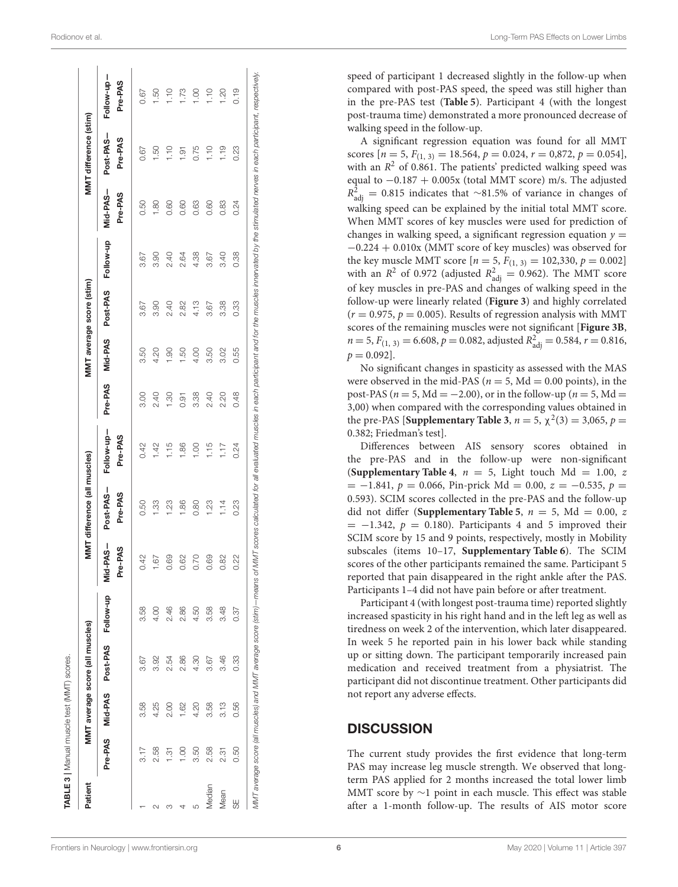**TABLE 3 |** Manual muscle test (MMT) scores.

| Patient | MMT average score (all muscles) | | | | MMT difference (all muscles) | | | MMT average score (stim) | | | | MMT difference (stim) | | |
|---|---|---|---|---|---|---|---|---|---|---|---|---|---|---|
| | Pre-PAS | Mid-PAS | Post-PAS | Follow-up | Mid-PAS– Pre-PAS | Post-PAS– Pre-PAS | Follow-up– Pre-PAS | Pre-PAS | Mid-PAS | Post-PAS | Follow-up | Mid-PAS– Pre-PAS | Post-PAS– Pre-PAS | Follow-up– Pre-PAS |
| 1 | 3.17 | 3.58 | 3.67 | 3.58 | 0.42 | 0.50 | 0.42 | 3.00 | 3.50 | 3.67 | 3.67 | 0.50 | 0.67 | 0.67 |
| 2 | 2.58 | 4.25 | 3.92 | 4.00 | 1.67 | 1.33 | 1.42 | 2.40 | 4.20 | 3.90 | 3.90 | 1.80 | 1.50 | 1.50 |
| 3 | 1.31 | 2.00 | 2.54 | 2.46 | 0.69 | 1.23 | 1.15 | 1.30 | 1.90 | 2.40 | 2.40 | 0.60 | 1.10 | 1.10 |
| 4 | 1.00 | 1.62 | 2.86 | 2.86 | 0.62 | 1.86 | 1.86 | 0.91 | 1.50 | 2.82 | 2.64 | 0.60 | 1.91 | 1.73 |
| 5 | 3.50 | 4.20 | 4.30 | 4.50 | 0.70 | 0.80 | 1.00 | 3.38 | 4.00 | 4.13 | 4.38 | 0.63 | 0.75 | 1.00 |
| Median | 2.58 | 3.58 | 3.67 | 3.58 | 0.69 | 1.23 | 1.15 | 2.40 | 3.50 | 3.67 | 3.67 | 0.60 | 1.10 | 1.10 |
| Mean | 2.31 | 3.13 | 3.46 | 3.48 | 0.82 | 1.14 | 1.17 | 2.20 | 3.02 | 3.38 | 3.40 | 0.83 | 1.19 | 1.20 |
| SE | 0.50 | 0.56 | 0.33 | 0.37 | 0.22 | 0.23 | 0.24 | 0.48 | 0.55 | 0.33 | 0.38 | 0.24 | 0.23 | 0.19 |

*MMT average score (all muscles) and MMT average score (stim)—means of MMT scores calculated for all evaluated muscles in each participant and for the muscles innervated by the stimulated nerves in each participant, respectively.*

speed of participant 1 decreased slightly in the follow-up when compared with post-PAS speed, the speed was still higher than in the pre-PAS test (**Table 5**). Participant 4 (with the longest post-trauma time) demonstrated a more pronounced decrease of walking speed in the follow-up.

A significant regression equation was found for all MMT scores [$n = 5$, $F_{(1, 3)} = 18.564$, $p = 0.024$, $r = 0{,}872$, $p = 0.054$], with an $R^2$ of 0.861. The patients' predicted walking speed was equal to $-0.187 + 0.005x$ (total MMT score) m/s. The adjusted $R^2_{adj} = 0.815$ indicates that ∼81.5% of variance in changes of walking speed can be explained by the initial total MMT score. When MMT scores of key muscles were used for prediction of changes in walking speed, a significant regression equation $y = -0.224 + 0.010x$ (MMT score of key muscles) was observed for the key muscle MMT score [$n = 5$, $F_{(1, 3)} = 102{,}330$, $p = 0.002$] with an $R^2$ of 0.972 (adjusted $R^2_{adj} = 0.962$). The MMT score of key muscles in pre-PAS and changes of walking speed in the follow-up were linearly related (**Figure 3**) and highly correlated ($r = 0.975$, $p = 0.005$). Results of regression analysis with MMT scores of the remaining muscles were not significant [**Figure 3B**, $n = 5$, $F_{(1, 3)} = 6.608$, $p = 0.082$, adjusted $R^2_{adj} = 0.584$, $r = 0.816$, $p = 0.092$].

No significant changes in spasticity as assessed with the MAS were observed in the mid-PAS ($n = 5$, Md = 0.00 points), in the post-PAS ($n = 5$, Md = −2.00), or in the follow-up ($n = 5$, Md = 3,00) when compared with the corresponding values obtained in the pre-PAS [**Supplementary Table 3**, $n = 5$, $\chi^2(3) = 3{,}065$, $p = 0.382$; Friedman's test].

Differences between AIS sensory scores obtained in the pre-PAS and in the follow-up were non-significant (**Supplementary Table 4**, $n = 5$, Light touch Md = 1.00, $z = -1.841$, $p = 0.066$, Pin-prick Md = 0.00, $z = -0.535$, $p = 0.593$). SCIM scores collected in the pre-PAS and the follow-up did not differ (**Supplementary Table 5**, $n = 5$, Md = 0.00, $z = -1.342$, $p = 0.180$). Participants 4 and 5 improved their SCIM score by 15 and 9 points, respectively, mostly in Mobility subscales (items 10–17, **Supplementary Table 6**). The SCIM scores of the other participants remained the same. Participant 5 reported that pain disappeared in the right ankle after the PAS. Participants 1–4 did not have pain before or after treatment.

Participant 4 (with longest post-trauma time) reported slightly increased spasticity in his right hand and in the left leg as well as tiredness on week 2 of the intervention, which later disappeared. In week 5 he reported pain in his lower back while standing up or sitting down. The participant temporarily increased pain medication and received treatment from a physiatrist. The participant did not discontinue treatment. Other participants did not report any adverse effects.

## DISCUSSION

The current study provides the first evidence that long-term PAS may increase leg muscle strength. We observed that long-term PAS applied for 2 months increased the total lower limb MMT score by ∼1 point in each muscle. This effect was stable after a 1-month follow-up. The results of AIS motor score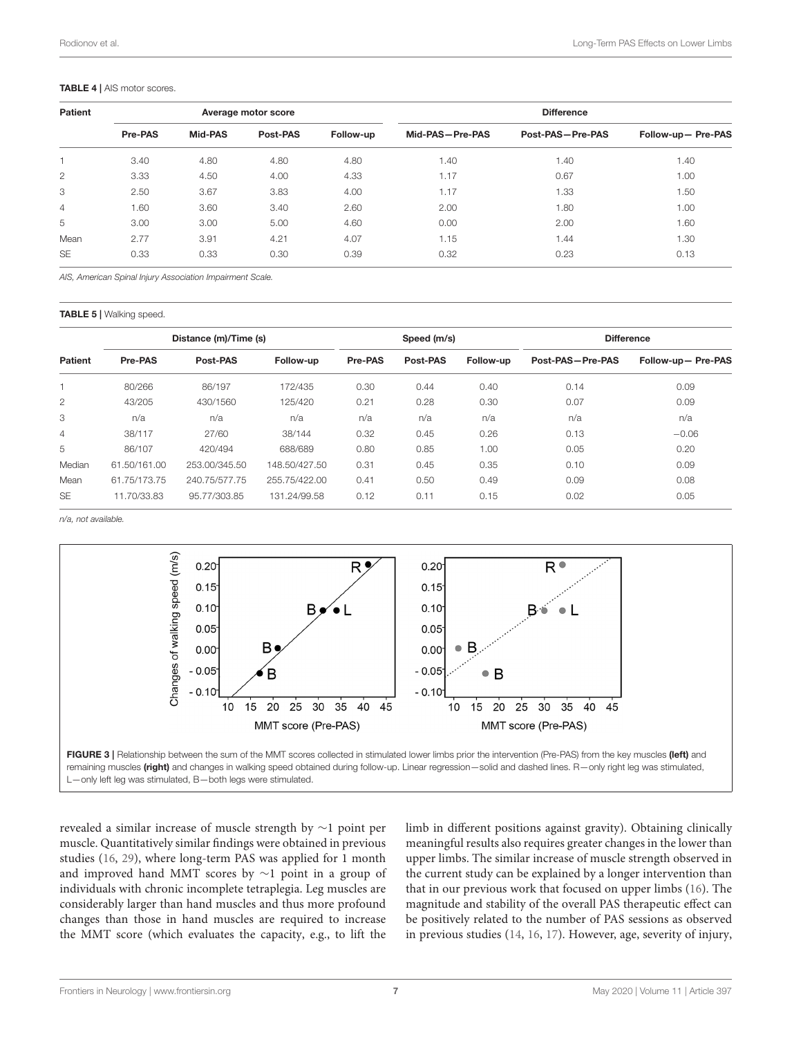**TABLE 4 |** AIS motor scores.

| Patient | Average motor score | | | | Difference | | |
|---|---|---|---|---|---|---|---|
| | Pre-PAS | Mid-PAS | Post-PAS | Follow-up | Mid-PAS—Pre-PAS | Post-PAS—Pre-PAS | Follow-up— Pre-PAS |
| 1 | 3.40 | 4.80 | 4.80 | 4.80 | 1.40 | 1.40 | 1.40 |
| 2 | 3.33 | 4.50 | 4.00 | 4.33 | 1.17 | 0.67 | 1.00 |
| 3 | 2.50 | 3.67 | 3.83 | 4.00 | 1.17 | 1.33 | 1.50 |
| 4 | 1.60 | 3.60 | 3.40 | 2.60 | 2.00 | 1.80 | 1.00 |
| 5 | 3.00 | 3.00 | 5.00 | 4.60 | 0.00 | 2.00 | 1.60 |
| Mean | 2.77 | 3.91 | 4.21 | 4.07 | 1.15 | 1.44 | 1.30 |
| SE | 0.33 | 0.33 | 0.30 | 0.39 | 0.32 | 0.23 | 0.13 |

*AIS, American Spinal Injury Association Impairment Scale.*

**TABLE 5 |** Walking speed.

| Patient | Distance (m)/Time (s) | | | Speed (m/s) | | | Difference | |
|---|---|---|---|---|---|---|---|---|
| | Pre-PAS | Post-PAS | Follow-up | Pre-PAS | Post-PAS | Follow-up | Post-PAS—Pre-PAS | Follow-up— Pre-PAS |
| 1 | 80/266 | 86/197 | 172/435 | 0.30 | 0.44 | 0.40 | 0.14 | 0.09 |
| 2 | 43/205 | 430/1560 | 125/420 | 0.21 | 0.28 | 0.30 | 0.07 | 0.09 |
| 3 | n/a | n/a | n/a | n/a | n/a | n/a | n/a | n/a |
| 4 | 38/117 | 27/60 | 38/144 | 0.32 | 0.45 | 0.26 | 0.13 | −0.06 |
| 5 | 86/107 | 420/494 | 688/689 | 0.80 | 0.85 | 1.00 | 0.05 | 0.20 |
| Median | 61.50/161.00 | 253.00/345.50 | 148.50/427.50 | 0.31 | 0.45 | 0.35 | 0.10 | 0.09 |
| Mean | 61.75/173.75 | 240.75/577.75 | 255.75/422.00 | 0.41 | 0.50 | 0.49 | 0.09 | 0.08 |
| SE | 11.70/33.83 | 95.77/303.85 | 131.24/99.58 | 0.12 | 0.11 | 0.15 | 0.02 | 0.05 |

*n/a, not available.*

**FIGURE 3 |** Relationship between the sum of the MMT scores collected in stimulated lower limbs prior the intervention (Pre-PAS) from the key muscles **(left)** and remaining muscles **(right)** and changes in walking speed obtained during follow-up. Linear regression—solid and dashed lines. R—only right leg was stimulated, L—only left leg was stimulated, B—both legs were stimulated.

revealed a similar increase of muscle strength by ∼1 point per muscle. Quantitatively similar findings were obtained in previous studies (16, 29), where long-term PAS was applied for 1 month and improved hand MMT scores by ∼1 point in a group of individuals with chronic incomplete tetraplegia. Leg muscles are considerably larger than hand muscles and thus more profound changes than those in hand muscles are required to increase the MMT score (which evaluates the capacity, e.g., to lift the limb in different positions against gravity). Obtaining clinically meaningful results also requires greater changes in the lower than upper limbs. The similar increase of muscle strength observed in the current study can be explained by a longer intervention than that in our previous work that focused on upper limbs (16). The magnitude and stability of the overall PAS therapeutic effect can be positively related to the number of PAS sessions as observed in previous studies (14, 16, 17). However, age, severity of injury,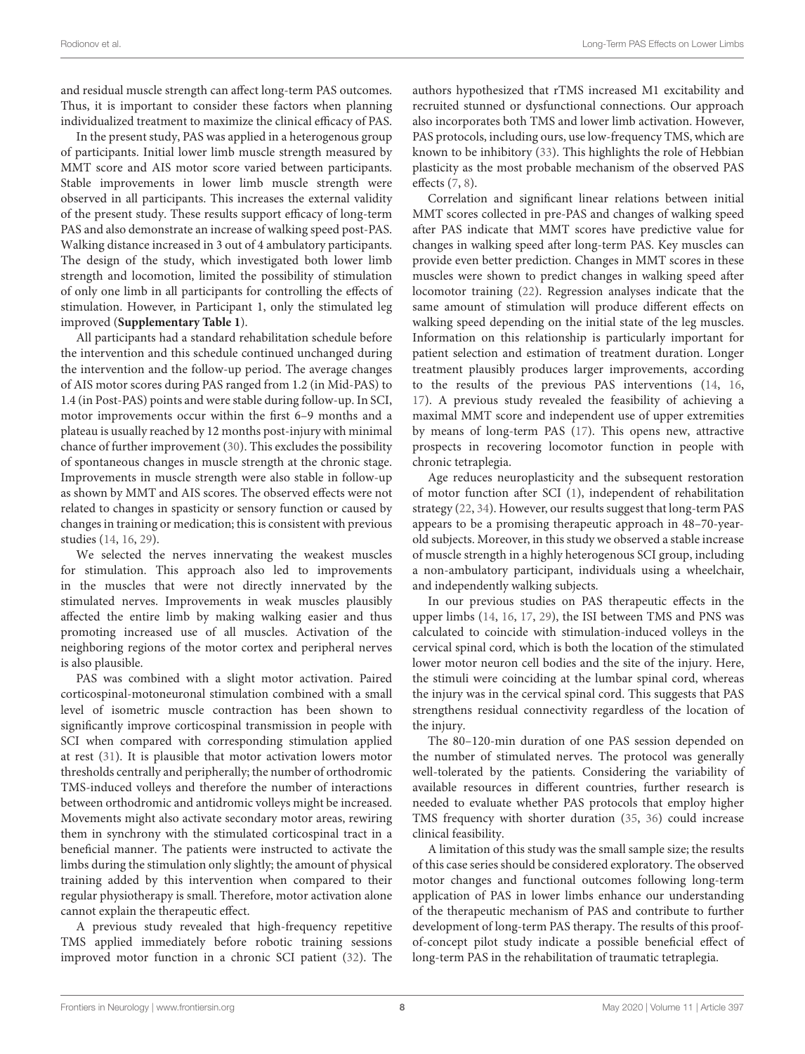and residual muscle strength can affect long-term PAS outcomes. Thus, it is important to consider these factors when planning individualized treatment to maximize the clinical efficacy of PAS.

In the present study, PAS was applied in a heterogenous group of participants. Initial lower limb muscle strength measured by MMT score and AIS motor score varied between participants. Stable improvements in lower limb muscle strength were observed in all participants. This increases the external validity of the present study. These results support efficacy of long-term PAS and also demonstrate an increase of walking speed post-PAS. Walking distance increased in 3 out of 4 ambulatory participants. The design of the study, which investigated both lower limb strength and locomotion, limited the possibility of stimulation of only one limb in all participants for controlling the effects of stimulation. However, in Participant 1, only the stimulated leg improved (**Supplementary Table 1**).

All participants had a standard rehabilitation schedule before the intervention and this schedule continued unchanged during the intervention and the follow-up period. The average changes of AIS motor scores during PAS ranged from 1.2 (in Mid-PAS) to 1.4 (in Post-PAS) points and were stable during follow-up. In SCI, motor improvements occur within the first 6–9 months and a plateau is usually reached by 12 months post-injury with minimal chance of further improvement (30). This excludes the possibility of spontaneous changes in muscle strength at the chronic stage. Improvements in muscle strength were also stable in follow-up as shown by MMT and AIS scores. The observed effects were not related to changes in spasticity or sensory function or caused by changes in training or medication; this is consistent with previous studies (14, 16, 29).

We selected the nerves innervating the weakest muscles for stimulation. This approach also led to improvements in the muscles that were not directly innervated by the stimulated nerves. Improvements in weak muscles plausibly affected the entire limb by making walking easier and thus promoting increased use of all muscles. Activation of the neighboring regions of the motor cortex and peripheral nerves is also plausible.

PAS was combined with a slight motor activation. Paired corticospinal-motoneuronal stimulation combined with a small level of isometric muscle contraction has been shown to significantly improve corticospinal transmission in people with SCI when compared with corresponding stimulation applied at rest (31). It is plausible that motor activation lowers motor thresholds centrally and peripherally; the number of orthodromic TMS-induced volleys and therefore the number of interactions between orthodromic and antidromic volleys might be increased. Movements might also activate secondary motor areas, rewiring them in synchrony with the stimulated corticospinal tract in a beneficial manner. The patients were instructed to activate the limbs during the stimulation only slightly; the amount of physical training added by this intervention when compared to their regular physiotherapy is small. Therefore, motor activation alone cannot explain the therapeutic effect.

A previous study revealed that high-frequency repetitive TMS applied immediately before robotic training sessions improved motor function in a chronic SCI patient (32). The authors hypothesized that rTMS increased M1 excitability and recruited stunned or dysfunctional connections. Our approach also incorporates both TMS and lower limb activation. However, PAS protocols, including ours, use low-frequency TMS, which are known to be inhibitory (33). This highlights the role of Hebbian plasticity as the most probable mechanism of the observed PAS effects (7, 8).

Correlation and significant linear relations between initial MMT scores collected in pre-PAS and changes of walking speed after PAS indicate that MMT scores have predictive value for changes in walking speed after long-term PAS. Key muscles can provide even better prediction. Changes in MMT scores in these muscles were shown to predict changes in walking speed after locomotor training (22). Regression analyses indicate that the same amount of stimulation will produce different effects on walking speed depending on the initial state of the leg muscles. Information on this relationship is particularly important for patient selection and estimation of treatment duration. Longer treatment plausibly produces larger improvements, according to the results of the previous PAS interventions (14, 16, 17). A previous study revealed the feasibility of achieving a maximal MMT score and independent use of upper extremities by means of long-term PAS (17). This opens new, attractive prospects in recovering locomotor function in people with chronic tetraplegia.

Age reduces neuroplasticity and the subsequent restoration of motor function after SCI (1), independent of rehabilitation strategy (22, 34). However, our results suggest that long-term PAS appears to be a promising therapeutic approach in 48–70-year-old subjects. Moreover, in this study we observed a stable increase of muscle strength in a highly heterogenous SCI group, including a non-ambulatory participant, individuals using a wheelchair, and independently walking subjects.

In our previous studies on PAS therapeutic effects in the upper limbs (14, 16, 17, 29), the ISI between TMS and PNS was calculated to coincide with stimulation-induced volleys in the cervical spinal cord, which is both the location of the stimulated lower motor neuron cell bodies and the site of the injury. Here, the stimuli were coinciding at the lumbar spinal cord, whereas the injury was in the cervical spinal cord. This suggests that PAS strengthens residual connectivity regardless of the location of the injury.

The 80–120-min duration of one PAS session depended on the number of stimulated nerves. The protocol was generally well-tolerated by the patients. Considering the variability of available resources in different countries, further research is needed to evaluate whether PAS protocols that employ higher TMS frequency with shorter duration (35, 36) could increase clinical feasibility.

A limitation of this study was the small sample size; the results of this case series should be considered exploratory. The observed motor changes and functional outcomes following long-term application of PAS in lower limbs enhance our understanding of the therapeutic mechanism of PAS and contribute to further development of long-term PAS therapy. The results of this proof-of-concept pilot study indicate a possible beneficial effect of long-term PAS in the rehabilitation of traumatic tetraplegia.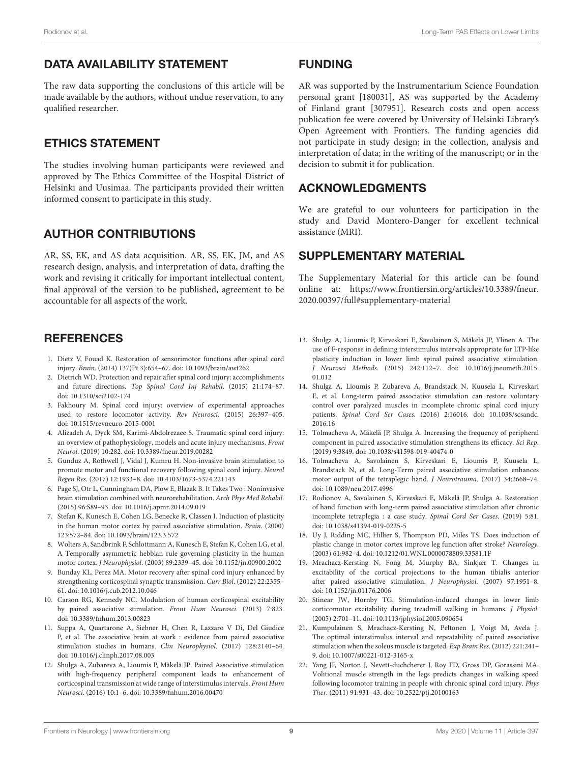## DATA AVAILABILITY STATEMENT

The raw data supporting the conclusions of this article will be made available by the authors, without undue reservation, to any qualified researcher.

## ETHICS STATEMENT

The studies involving human participants were reviewed and approved by The Ethics Committee of the Hospital District of Helsinki and Uusimaa. The participants provided their written informed consent to participate in this study.

## AUTHOR CONTRIBUTIONS

AR, SS, EK, and AS data acquisition. AR, SS, EK, JM, and AS research design, analysis, and interpretation of data, drafting the work and revising it critically for important intellectual content, final approval of the version to be published, agreement to be accountable for all aspects of the work.

## FUNDING

AR was supported by the Instrumentarium Science Foundation personal grant [180031], AS was supported by the Academy of Finland grant [307951]. Research costs and open access publication fee were covered by University of Helsinki Library's Open Agreement with Frontiers. The funding agencies did not participate in study design; in the collection, analysis and interpretation of data; in the writing of the manuscript; or in the decision to submit it for publication.

## ACKNOWLEDGMENTS

We are grateful to our volunteers for participation in the study and David Montero-Danger for excellent technical assistance (MRI).

## SUPPLEMENTARY MATERIAL

The Supplementary Material for this article can be found online at: https://www.frontiersin.org/articles/10.3389/fneur.2020.00397/full#supplementary-material

## REFERENCES

1. Dietz V, Fouad K. Restoration of sensorimotor functions after spinal cord injury. *Brain*. (2014) 137(Pt 3):654–67. doi: 10.1093/brain/awt262
2. Dietrich WD. Protection and repair after spinal cord injury: accomplishments and future directions. *Top Spinal Cord Inj Rehabil*. (2015) 21:174–87. doi: 10.1310/sci2102-174
3. Fakhoury M. Spinal cord injury: overview of experimental approaches used to restore locomotor activity. *Rev Neurosci*. (2015) 26:397–405. doi: 10.1515/revneuro-2015-0001
4. Alizadeh A, Dyck SM, Karimi-Abdolrezaee S. Traumatic spinal cord injury: an overview of pathophysiology, models and acute injury mechanisms. *Front Neurol*. (2019) 10:282. doi: 10.3389/fneur.2019.00282
5. Gunduz A, Rothwell J, Vidal J, Kumru H. Non-invasive brain stimulation to promote motor and functional recovery following spinal cord injury. *Neural Regen Res*. (2017) 12:1933–8. doi: 10.4103/1673-5374.221143
6. Page SJ, Otr L, Cunningham DA, Plow E, Blazak B. It Takes Two : Noninvasive brain stimulation combined with neurorehabilitation. *Arch Phys Med Rehabil*. (2015) 96:S89–93. doi: 10.1016/j.apmr.2014.09.019
7. Stefan K, Kunesch E, Cohen LG, Benecke R, Classen J. Induction of plasticity in the human motor cortex by paired associative stimulation. *Brain*. (2000) 123:572–84. doi: 10.1093/brain/123.3.572
8. Wolters A, Sandbrink F, Schlottmann A, Kunesch E, Stefan K, Cohen LG, et al. A Temporally asymmetric hebbian rule governing plasticity in the human motor cortex. *J Neurophysiol*. (2003) 89:2339–45. doi: 10.1152/jn.00900.2002
9. Bunday KL, Perez MA. Motor recovery after spinal cord injury enhanced by strengthening corticospinal synaptic transmission. *Curr Biol*. (2012) 22:2355–61. doi: 10.1016/j.cub.2012.10.046
10. Carson RG, Kennedy NC. Modulation of human corticospinal excitability by paired associative stimulation. *Front Hum Neurosci*. (2013) 7:823. doi: 10.3389/fnhum.2013.00823
11. Suppa A, Quartarone A, Siebner H, Chen R, Lazzaro V Di, Del Giudice P, et al. The associative brain at work : evidence from paired associative stimulation studies in humans. *Clin Neurophysiol*. (2017) 128:2140–64. doi: 10.1016/j.clinph.2017.08.003
12. Shulga A, Zubareva A, Lioumis P, Mäkelä JP. Paired Associative stimulation with high-frequency peripheral component leads to enhancement of corticospinal transmission at wide range of interstimulus intervals. *Front Hum Neurosci*. (2016) 10:1–6. doi: 10.3389/fnhum.2016.00470
13. Shulga A, Lioumis P, Kirveskari E, Savolainen S, Mäkelä JP, Ylinen A. The use of F-response in defining interstimulus intervals appropriate for LTP-like plasticity induction in lower limb spinal paired associative stimulation. *J Neurosci Methods*. (2015) 242:112–7. doi: 10.1016/j.jneumeth.2015.01.012
14. Shulga A, Lioumis P, Zubareva A, Brandstack N, Kuusela L, Kirveskari E, et al. Long-term paired associative stimulation can restore voluntary control over paralyzed muscles in incomplete chronic spinal cord injury patients. *Spinal Cord Ser Cases*. (2016) 2:16016. doi: 10.1038/scsandc.2016.16
15. Tolmacheva A, Mäkelä JP, Shulga A. Increasing the frequency of peripheral component in paired associative stimulation strengthens its efficacy. *Sci Rep*. (2019) 9:3849. doi: 10.1038/s41598-019-40474-0
16. Tolmacheva A, Savolainen S, Kirveskari E, Lioumis P, Kuusela L, Brandstack N, et al. Long-Term paired associative stimulation enhances motor output of the tetraplegic hand. *J Neurotrauma*. (2017) 34:2668–74. doi: 10.1089/neu.2017.4996
17. Rodionov A, Savolainen S, Kirveskari E, Mäkelä JP, Shulga A. Restoration of hand function with long-term paired associative stimulation after chronic incomplete tetraplegia : a case study. *Spinal Cord Ser Cases*. (2019) 5:81. doi: 10.1038/s41394-019-0225-5
18. Uy J, Ridding MC, Hillier S, Thompson PD, Miles TS. Does induction of plastic change in motor cortex improve leg function after stroke? *Neurology*. (2003) 61:982–4. doi: 10.1212/01.WNL.0000078809.33581.1F
19. Mrachacz-Kersting N, Fong M, Murphy BA, Sinkjær T. Changes in excitability of the cortical projections to the human tibialis anterior after paired associative stimulation. *J Neurophysiol*. (2007) 97:1951–8. doi: 10.1152/jn.01176.2006
20. Stinear JW, Hornby TG. Stimulation-induced changes in lower limb corticomotor excitability during treadmill walking in humans. *J Physiol*. (2005) 2:701–11. doi: 10.1113/jphysiol.2005.090654
21. Kumpulainen S, Mrachacz-Kersting N, Peltonen J, Voigt M, Avela J. The optimal interstimulus interval and repeatability of paired associative stimulation when the soleus muscle is targeted. *Exp Brain Res*. (2012) 221:241–9. doi: 10.1007/s00221-012-3165-x
22. Yang JF, Norton J, Nevett-duchcherer J, Roy FD, Gross DP, Gorassini MA. Volitional muscle strength in the legs predicts changes in walking speed following locomotor training in people with chronic spinal cord injury. *Phys Ther*. (2011) 91:931–43. doi: 10.2522/ptj.20100163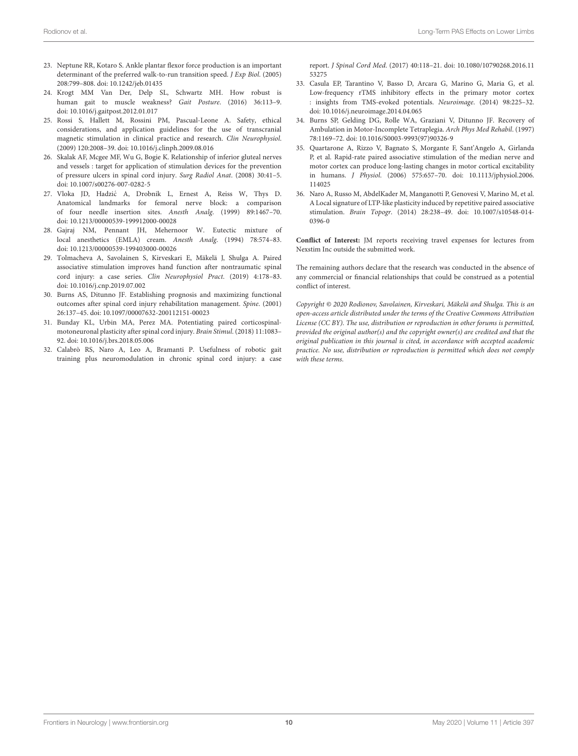23. Neptune RR, Kotaro S. Ankle plantar flexor force production is an important determinant of the preferred walk-to-run transition speed. *J Exp Biol*. (2005) 208:799–808. doi: 10.1242/jeb.01435
24. Krogt MM Van Der, Delp SL, Schwartz MH. How robust is human gait to muscle weakness? *Gait Posture*. (2016) 36:113–9. doi: 10.1016/j.gaitpost.2012.01.017
25. Rossi S, Hallett M, Rossini PM, Pascual-Leone A. Safety, ethical considerations, and application guidelines for the use of transcranial magnetic stimulation in clinical practice and research. *Clin Neurophysiol*. (2009) 120:2008–39. doi: 10.1016/j.clinph.2009.08.016
26. Skalak AF, Mcgee MF, Wu G, Bogie K. Relationship of inferior gluteal nerves and vessels : target for application of stimulation devices for the prevention of pressure ulcers in spinal cord injury. *Surg Radiol Anat*. (2008) 30:41–5. doi: 10.1007/s00276-007-0282-5
27. Vloka JD, Hadzić A, Drobnik L, Ernest A, Reiss W, Thys D. Anatomical landmarks for femoral nerve block: a comparison of four needle insertion sites. *Anesth Analg*. (1999) 89:1467–70. doi: 10.1213/00000539-199912000-00028
28. Gajraj NM, Pennant JH, Mehernoor W. Eutectic mixture of local anesthetics (EMLA) cream. *Anesth Analg*. (1994) 78:574–83. doi: 10.1213/00000539-199403000-00026
29. Tolmacheva A, Savolainen S, Kirveskari E, Mäkelä J, Shulga A. Paired associative stimulation improves hand function after nontraumatic spinal cord injury: a case series. *Clin Neurophysiol Pract*. (2019) 4:178–83. doi: 10.1016/j.cnp.2019.07.002
30. Burns AS, Ditunno JF. Establishing prognosis and maximizing functional outcomes after spinal cord injury rehabilitation management. *Spine*. (2001) 26:137–45. doi: 10.1097/00007632-200112151-00023
31. Bunday KL, Urbin MA, Perez MA. Potentiating paired corticospinal-motoneuronal plasticity after spinal cord injury. *Brain Stimul*. (2018) 11:1083–92. doi: 10.1016/j.brs.2018.05.006
32. Calabrò RS, Naro A, Leo A, Bramanti P. Usefulness of robotic gait training plus neuromodulation in chronic spinal cord injury: a case report. *J Spinal Cord Med*. (2017) 40:118–21. doi: 10.1080/10790268.2016.1153275
33. Casula EP, Tarantino V, Basso D, Arcara G, Marino G, Maria G, et al. Low-frequency rTMS inhibitory effects in the primary motor cortex : insights from TMS-evoked potentials. *Neuroimage*. (2014) 98:225–32. doi: 10.1016/j.neuroimage.2014.04.065
34. Burns SP, Gelding DG, Rolle WA, Graziani V, Ditunno JF. Recovery of Ambulation in Motor-Incomplete Tetraplegia. *Arch Phys Med Rehabil*. (1997) 78:1169–72. doi: 10.1016/S0003-9993(97)90326-9
35. Quartarone A, Rizzo V, Bagnato S, Morgante F, Sant'Angelo A, Girlanda P, et al. Rapid-rate paired associative stimulation of the median nerve and motor cortex can produce long-lasting changes in motor cortical excitability in humans. *J Physiol*. (2006) 575:657–70. doi: 10.1113/jphysiol.2006.114025
36. Naro A, Russo M, AbdelKader M, Manganotti P, Genovesi V, Marino M, et al. A Local signature of LTP-like plasticity induced by repetitive paired associative stimulation. *Brain Topogr*. (2014) 28:238–49. doi: 10.1007/s10548-014-0396-0

**Conflict of Interest:** JM reports receiving travel expenses for lectures from Nexstim Inc outside the submitted work.

The remaining authors declare that the research was conducted in the absence of any commercial or financial relationships that could be construed as a potential conflict of interest.

*Copyright © 2020 Rodionov, Savolainen, Kirveskari, Mäkelä and Shulga. This is an open-access article distributed under the terms of the Creative Commons Attribution License (CC BY). The use, distribution or reproduction in other forums is permitted, provided the original author(s) and the copyright owner(s) are credited and that the original publication in this journal is cited, in accordance with accepted academic practice. No use, distribution or reproduction is permitted which does not comply with these terms.*